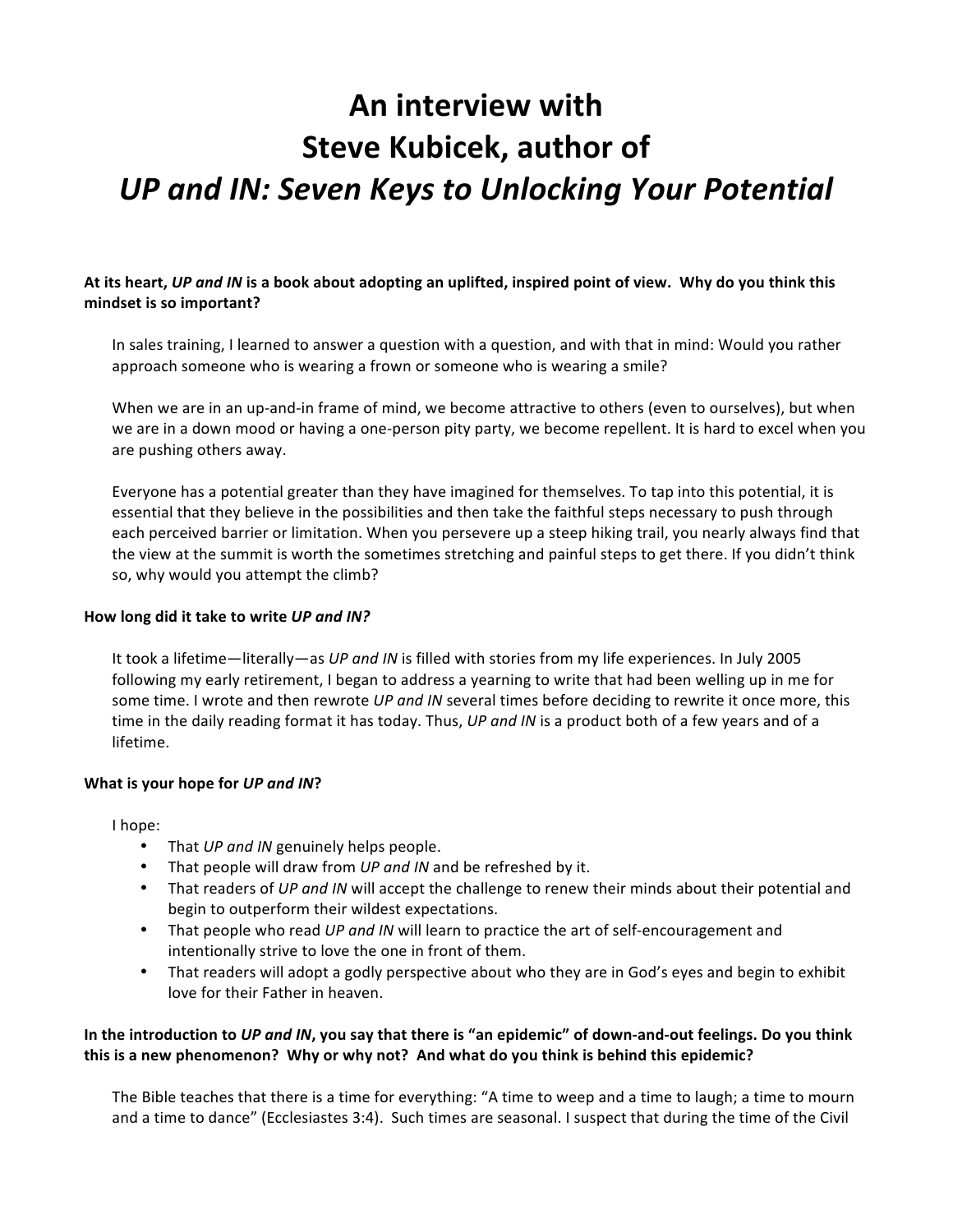# An interview with
# Steve Kubicek, author of
# *UP and IN: Seven Keys to Unlocking Your Potential*

**At its heart, *UP and IN* is a book about adopting an uplifted, inspired point of view. Why do you think this mindset is so important?**

In sales training, I learned to answer a question with a question, and with that in mind: Would you rather approach someone who is wearing a frown or someone who is wearing a smile?

When we are in an up-and-in frame of mind, we become attractive to others (even to ourselves), but when we are in a down mood or having a one-person pity party, we become repellent. It is hard to excel when you are pushing others away.

Everyone has a potential greater than they have imagined for themselves. To tap into this potential, it is essential that they believe in the possibilities and then take the faithful steps necessary to push through each perceived barrier or limitation. When you persevere up a steep hiking trail, you nearly always find that the view at the summit is worth the sometimes stretching and painful steps to get there. If you didn't think so, why would you attempt the climb?

**How long did it take to write *UP and IN?***

It took a lifetime—literally—as *UP and IN* is filled with stories from my life experiences. In July 2005 following my early retirement, I began to address a yearning to write that had been welling up in me for some time. I wrote and then rewrote *UP and IN* several times before deciding to rewrite it once more, this time in the daily reading format it has today. Thus, *UP and IN* is a product both of a few years and of a lifetime.

**What is your hope for *UP and IN*?**

I hope:

- That *UP and IN* genuinely helps people.
- That people will draw from *UP and IN* and be refreshed by it.
- That readers of *UP and IN* will accept the challenge to renew their minds about their potential and begin to outperform their wildest expectations.
- That people who read *UP and IN* will learn to practice the art of self-encouragement and intentionally strive to love the one in front of them.
- That readers will adopt a godly perspective about who they are in God's eyes and begin to exhibit love for their Father in heaven.

**In the introduction to *UP and IN*, you say that there is "an epidemic" of down-and-out feelings. Do you think this is a new phenomenon? Why or why not? And what do you think is behind this epidemic?**

The Bible teaches that there is a time for everything: "A time to weep and a time to laugh; a time to mourn and a time to dance" (Ecclesiastes 3:4). Such times are seasonal. I suspect that during the time of the Civil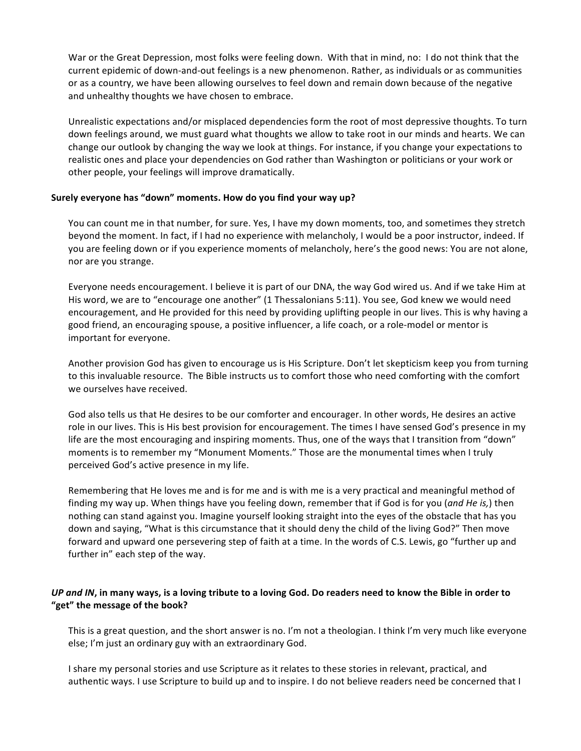War or the Great Depression, most folks were feeling down. With that in mind, no: I do not think that the current epidemic of down-and-out feelings is a new phenomenon. Rather, as individuals or as communities or as a country, we have been allowing ourselves to feel down and remain down because of the negative and unhealthy thoughts we have chosen to embrace.

Unrealistic expectations and/or misplaced dependencies form the root of most depressive thoughts. To turn down feelings around, we must guard what thoughts we allow to take root in our minds and hearts. We can change our outlook by changing the way we look at things. For instance, if you change your expectations to realistic ones and place your dependencies on God rather than Washington or politicians or your work or other people, your feelings will improve dramatically.

**Surely everyone has "down" moments. How do you find your way up?**

You can count me in that number, for sure. Yes, I have my down moments, too, and sometimes they stretch beyond the moment. In fact, if I had no experience with melancholy, I would be a poor instructor, indeed. If you are feeling down or if you experience moments of melancholy, here's the good news: You are not alone, nor are you strange.

Everyone needs encouragement. I believe it is part of our DNA, the way God wired us. And if we take Him at His word, we are to "encourage one another" (1 Thessalonians 5:11). You see, God knew we would need encouragement, and He provided for this need by providing uplifting people in our lives. This is why having a good friend, an encouraging spouse, a positive influencer, a life coach, or a role-model or mentor is important for everyone.

Another provision God has given to encourage us is His Scripture. Don't let skepticism keep you from turning to this invaluable resource. The Bible instructs us to comfort those who need comforting with the comfort we ourselves have received.

God also tells us that He desires to be our comforter and encourager. In other words, He desires an active role in our lives. This is His best provision for encouragement. The times I have sensed God's presence in my life are the most encouraging and inspiring moments. Thus, one of the ways that I transition from "down" moments is to remember my "Monument Moments." Those are the monumental times when I truly perceived God's active presence in my life.

Remembering that He loves me and is for me and is with me is a very practical and meaningful method of finding my way up. When things have you feeling down, remember that if God is for you (*and He is,*) then nothing can stand against you. Imagine yourself looking straight into the eyes of the obstacle that has you down and saying, "What is this circumstance that it should deny the child of the living God?" Then move forward and upward one persevering step of faith at a time. In the words of C.S. Lewis, go "further up and further in" each step of the way.

***UP and IN*, in many ways, is a loving tribute to a loving God. Do readers need to know the Bible in order to "get" the message of the book?**

This is a great question, and the short answer is no. I'm not a theologian. I think I'm very much like everyone else; I'm just an ordinary guy with an extraordinary God.

I share my personal stories and use Scripture as it relates to these stories in relevant, practical, and authentic ways. I use Scripture to build up and to inspire. I do not believe readers need be concerned that I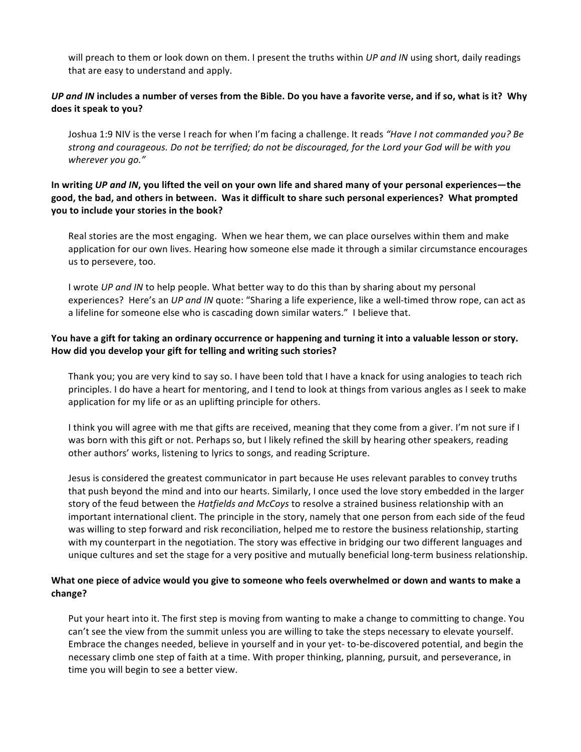will preach to them or look down on them. I present the truths within *UP and IN* using short, daily readings that are easy to understand and apply.

**_UP and IN_ includes a number of verses from the Bible. Do you have a favorite verse, and if so, what is it? Why does it speak to you?**

Joshua 1:9 NIV is the verse I reach for when I'm facing a challenge. It reads *"Have I not commanded you? Be strong and courageous. Do not be terrified; do not be discouraged, for the Lord your God will be with you wherever you go."*

**In writing _UP and IN_, you lifted the veil on your own life and shared many of your personal experiences—the good, the bad, and others in between. Was it difficult to share such personal experiences? What prompted you to include your stories in the book?**

Real stories are the most engaging. When we hear them, we can place ourselves within them and make application for our own lives. Hearing how someone else made it through a similar circumstance encourages us to persevere, too.

I wrote *UP and IN* to help people. What better way to do this than by sharing about my personal experiences? Here's an *UP and IN* quote: "Sharing a life experience, like a well-timed throw rope, can act as a lifeline for someone else who is cascading down similar waters." I believe that.

**You have a gift for taking an ordinary occurrence or happening and turning it into a valuable lesson or story. How did you develop your gift for telling and writing such stories?**

Thank you; you are very kind to say so. I have been told that I have a knack for using analogies to teach rich principles. I do have a heart for mentoring, and I tend to look at things from various angles as I seek to make application for my life or as an uplifting principle for others.

I think you will agree with me that gifts are received, meaning that they come from a giver. I'm not sure if I was born with this gift or not. Perhaps so, but I likely refined the skill by hearing other speakers, reading other authors' works, listening to lyrics to songs, and reading Scripture.

Jesus is considered the greatest communicator in part because He uses relevant parables to convey truths that push beyond the mind and into our hearts. Similarly, I once used the love story embedded in the larger story of the feud between the *Hatfields and McCoys* to resolve a strained business relationship with an important international client. The principle in the story, namely that one person from each side of the feud was willing to step forward and risk reconciliation, helped me to restore the business relationship, starting with my counterpart in the negotiation. The story was effective in bridging our two different languages and unique cultures and set the stage for a very positive and mutually beneficial long-term business relationship.

**What one piece of advice would you give to someone who feels overwhelmed or down and wants to make a change?**

Put your heart into it. The first step is moving from wanting to make a change to committing to change. You can't see the view from the summit unless you are willing to take the steps necessary to elevate yourself. Embrace the changes needed, believe in yourself and in your yet- to-be-discovered potential, and begin the necessary climb one step of faith at a time. With proper thinking, planning, pursuit, and perseverance, in time you will begin to see a better view.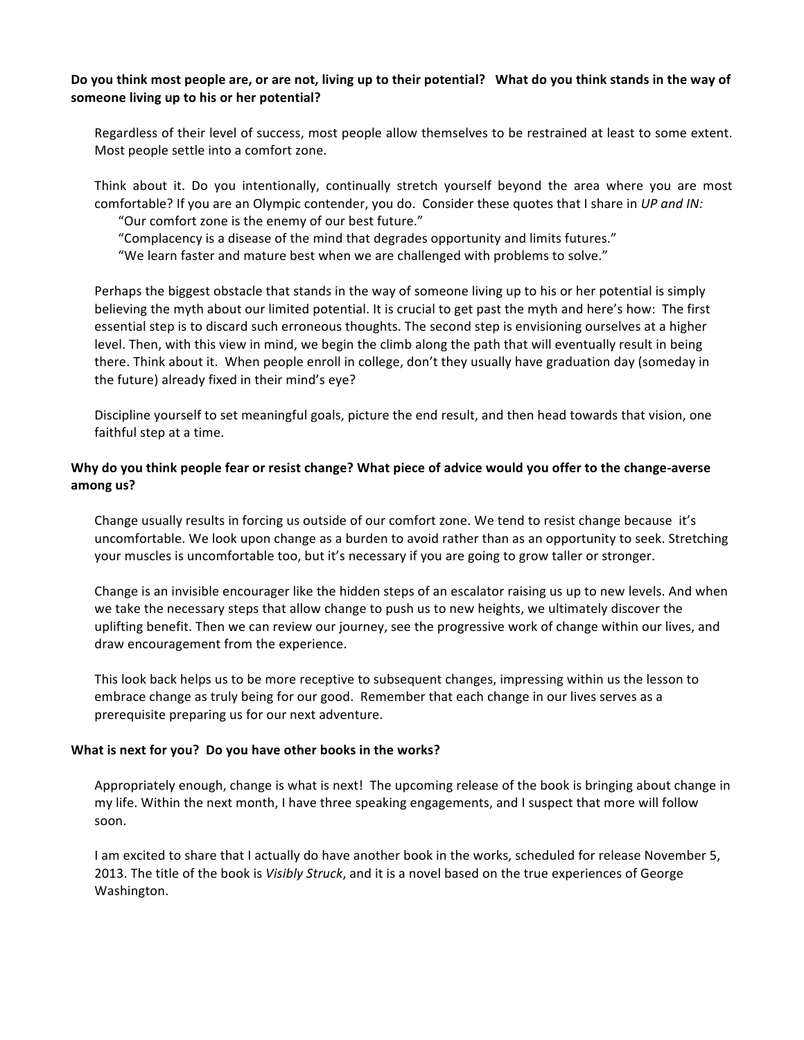**Do you think most people are, or are not, living up to their potential? What do you think stands in the way of someone living up to his or her potential?**

Regardless of their level of success, most people allow themselves to be restrained at least to some extent. Most people settle into a comfort zone.

Think about it. Do you intentionally, continually stretch yourself beyond the area where you are most comfortable? If you are an Olympic contender, you do. Consider these quotes that I share in *UP and IN:*

"Our comfort zone is the enemy of our best future."
"Complacency is a disease of the mind that degrades opportunity and limits futures."
"We learn faster and mature best when we are challenged with problems to solve."

Perhaps the biggest obstacle that stands in the way of someone living up to his or her potential is simply believing the myth about our limited potential. It is crucial to get past the myth and here's how: The first essential step is to discard such erroneous thoughts. The second step is envisioning ourselves at a higher level. Then, with this view in mind, we begin the climb along the path that will eventually result in being there. Think about it. When people enroll in college, don't they usually have graduation day (someday in the future) already fixed in their mind's eye?

Discipline yourself to set meaningful goals, picture the end result, and then head towards that vision, one faithful step at a time.

**Why do you think people fear or resist change? What piece of advice would you offer to the change-averse among us?**

Change usually results in forcing us outside of our comfort zone. We tend to resist change because it's uncomfortable. We look upon change as a burden to avoid rather than as an opportunity to seek. Stretching your muscles is uncomfortable too, but it's necessary if you are going to grow taller or stronger.

Change is an invisible encourager like the hidden steps of an escalator raising us up to new levels. And when we take the necessary steps that allow change to push us to new heights, we ultimately discover the uplifting benefit. Then we can review our journey, see the progressive work of change within our lives, and draw encouragement from the experience.

This look back helps us to be more receptive to subsequent changes, impressing within us the lesson to embrace change as truly being for our good. Remember that each change in our lives serves as a prerequisite preparing us for our next adventure.

**What is next for you? Do you have other books in the works?**

Appropriately enough, change is what is next! The upcoming release of the book is bringing about change in my life. Within the next month, I have three speaking engagements, and I suspect that more will follow soon.

I am excited to share that I actually do have another book in the works, scheduled for release November 5, 2013. The title of the book is *Visibly Struck*, and it is a novel based on the true experiences of George Washington.